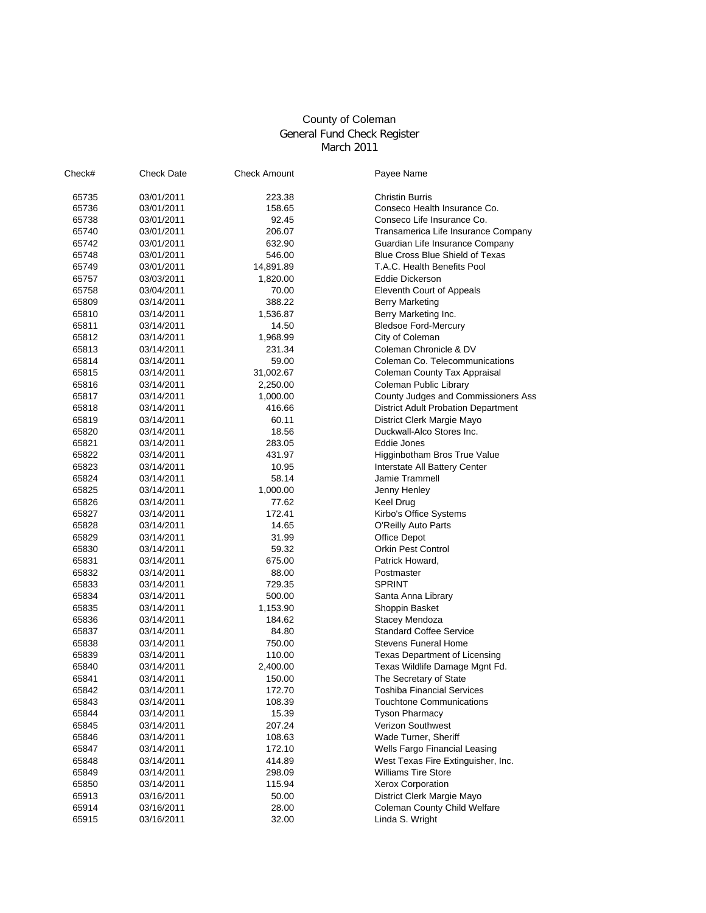# County of Coleman
## General Fund Check Register
### March 2011

| Check# | Check Date | Check Amount | Payee Name |
|---|---|---|---|
| 65735 | 03/01/2011 | 223.38 | Christin Burris |
| 65736 | 03/01/2011 | 158.65 | Conseco Health Insurance Co. |
| 65738 | 03/01/2011 | 92.45 | Conseco Life Insurance Co. |
| 65740 | 03/01/2011 | 206.07 | Transamerica Life Insurance Company |
| 65742 | 03/01/2011 | 632.90 | Guardian Life Insurance Company |
| 65748 | 03/01/2011 | 546.00 | Blue Cross Blue Shield of Texas |
| 65749 | 03/01/2011 | 14,891.89 | T.A.C. Health Benefits Pool |
| 65757 | 03/03/2011 | 1,820.00 | Eddie Dickerson |
| 65758 | 03/04/2011 | 70.00 | Eleventh Court of Appeals |
| 65809 | 03/14/2011 | 388.22 | Berry Marketing |
| 65810 | 03/14/2011 | 1,536.87 | Berry Marketing Inc. |
| 65811 | 03/14/2011 | 14.50 | Bledsoe Ford-Mercury |
| 65812 | 03/14/2011 | 1,968.99 | City of Coleman |
| 65813 | 03/14/2011 | 231.34 | Coleman Chronicle & DV |
| 65814 | 03/14/2011 | 59.00 | Coleman Co. Telecommunications |
| 65815 | 03/14/2011 | 31,002.67 | Coleman County Tax Appraisal |
| 65816 | 03/14/2011 | 2,250.00 | Coleman Public Library |
| 65817 | 03/14/2011 | 1,000.00 | County Judges and Commissioners Ass |
| 65818 | 03/14/2011 | 416.66 | District Adult Probation Department |
| 65819 | 03/14/2011 | 60.11 | District Clerk Margie Mayo |
| 65820 | 03/14/2011 | 18.56 | Duckwall-Alco Stores Inc. |
| 65821 | 03/14/2011 | 283.05 | Eddie Jones |
| 65822 | 03/14/2011 | 431.97 | Higginbotham Bros True Value |
| 65823 | 03/14/2011 | 10.95 | Interstate All Battery Center |
| 65824 | 03/14/2011 | 58.14 | Jamie Trammell |
| 65825 | 03/14/2011 | 1,000.00 | Jenny Henley |
| 65826 | 03/14/2011 | 77.62 | Keel Drug |
| 65827 | 03/14/2011 | 172.41 | Kirbo's Office Systems |
| 65828 | 03/14/2011 | 14.65 | O'Reilly Auto Parts |
| 65829 | 03/14/2011 | 31.99 | Office Depot |
| 65830 | 03/14/2011 | 59.32 | Orkin Pest Control |
| 65831 | 03/14/2011 | 675.00 | Patrick Howard, |
| 65832 | 03/14/2011 | 88.00 | Postmaster |
| 65833 | 03/14/2011 | 729.35 | SPRINT |
| 65834 | 03/14/2011 | 500.00 | Santa Anna Library |
| 65835 | 03/14/2011 | 1,153.90 | Shoppin Basket |
| 65836 | 03/14/2011 | 184.62 | Stacey Mendoza |
| 65837 | 03/14/2011 | 84.80 | Standard Coffee Service |
| 65838 | 03/14/2011 | 750.00 | Stevens Funeral Home |
| 65839 | 03/14/2011 | 110.00 | Texas Department of Licensing |
| 65840 | 03/14/2011 | 2,400.00 | Texas Wildlife Damage Mgnt Fd. |
| 65841 | 03/14/2011 | 150.00 | The Secretary of State |
| 65842 | 03/14/2011 | 172.70 | Toshiba Financial Services |
| 65843 | 03/14/2011 | 108.39 | Touchtone Communications |
| 65844 | 03/14/2011 | 15.39 | Tyson Pharmacy |
| 65845 | 03/14/2011 | 207.24 | Verizon Southwest |
| 65846 | 03/14/2011 | 108.63 | Wade Turner, Sheriff |
| 65847 | 03/14/2011 | 172.10 | Wells Fargo Financial Leasing |
| 65848 | 03/14/2011 | 414.89 | West Texas Fire Extinguisher, Inc. |
| 65849 | 03/14/2011 | 298.09 | Williams Tire Store |
| 65850 | 03/14/2011 | 115.94 | Xerox Corporation |
| 65913 | 03/16/2011 | 50.00 | District Clerk Margie Mayo |
| 65914 | 03/16/2011 | 28.00 | Coleman County Child Welfare |
| 65915 | 03/16/2011 | 32.00 | Linda S. Wright |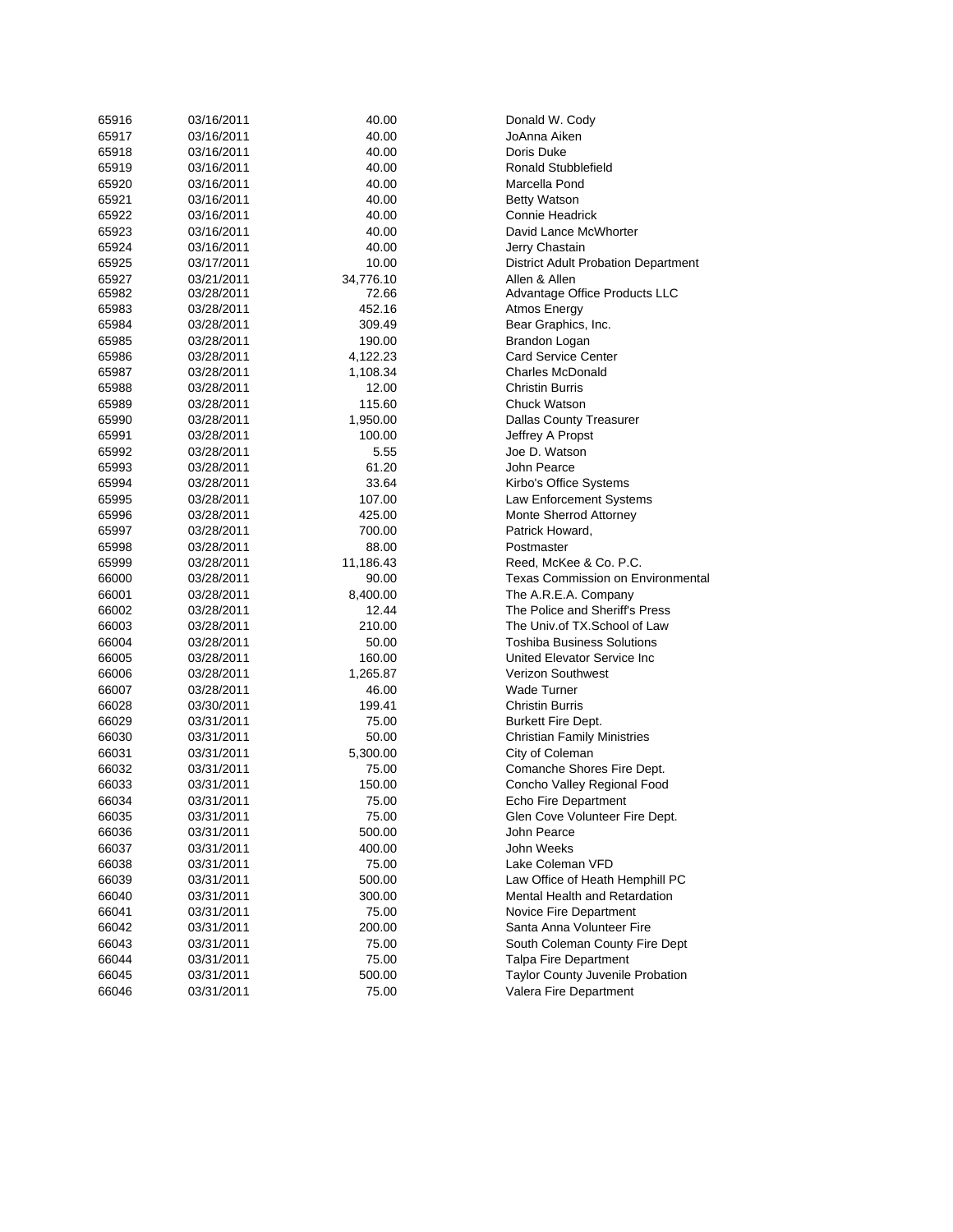| | | | |
|---|---|---|---|
| 65916 | 03/16/2011 | 40.00 | Donald W. Cody |
| 65917 | 03/16/2011 | 40.00 | JoAnna Aiken |
| 65918 | 03/16/2011 | 40.00 | Doris Duke |
| 65919 | 03/16/2011 | 40.00 | Ronald Stubblefield |
| 65920 | 03/16/2011 | 40.00 | Marcella Pond |
| 65921 | 03/16/2011 | 40.00 | Betty Watson |
| 65922 | 03/16/2011 | 40.00 | Connie Headrick |
| 65923 | 03/16/2011 | 40.00 | David Lance McWhorter |
| 65924 | 03/16/2011 | 40.00 | Jerry Chastain |
| 65925 | 03/17/2011 | 10.00 | District Adult Probation Department |
| 65927 | 03/21/2011 | 34,776.10 | Allen & Allen |
| 65982 | 03/28/2011 | 72.66 | Advantage Office Products LLC |
| 65983 | 03/28/2011 | 452.16 | Atmos Energy |
| 65984 | 03/28/2011 | 309.49 | Bear Graphics, Inc. |
| 65985 | 03/28/2011 | 190.00 | Brandon Logan |
| 65986 | 03/28/2011 | 4,122.23 | Card Service Center |
| 65987 | 03/28/2011 | 1,108.34 | Charles McDonald |
| 65988 | 03/28/2011 | 12.00 | Christin Burris |
| 65989 | 03/28/2011 | 115.60 | Chuck Watson |
| 65990 | 03/28/2011 | 1,950.00 | Dallas County Treasurer |
| 65991 | 03/28/2011 | 100.00 | Jeffrey A Propst |
| 65992 | 03/28/2011 | 5.55 | Joe D. Watson |
| 65993 | 03/28/2011 | 61.20 | John Pearce |
| 65994 | 03/28/2011 | 33.64 | Kirbo's Office Systems |
| 65995 | 03/28/2011 | 107.00 | Law Enforcement Systems |
| 65996 | 03/28/2011 | 425.00 | Monte Sherrod Attorney |
| 65997 | 03/28/2011 | 700.00 | Patrick Howard, |
| 65998 | 03/28/2011 | 88.00 | Postmaster |
| 65999 | 03/28/2011 | 11,186.43 | Reed, McKee & Co. P.C. |
| 66000 | 03/28/2011 | 90.00 | Texas Commission on Environmental |
| 66001 | 03/28/2011 | 8,400.00 | The A.R.E.A. Company |
| 66002 | 03/28/2011 | 12.44 | The Police and Sheriff's Press |
| 66003 | 03/28/2011 | 210.00 | The Univ.of TX.School of Law |
| 66004 | 03/28/2011 | 50.00 | Toshiba Business Solutions |
| 66005 | 03/28/2011 | 160.00 | United Elevator Service Inc |
| 66006 | 03/28/2011 | 1,265.87 | Verizon Southwest |
| 66007 | 03/28/2011 | 46.00 | Wade Turner |
| 66028 | 03/30/2011 | 199.41 | Christin Burris |
| 66029 | 03/31/2011 | 75.00 | Burkett Fire Dept. |
| 66030 | 03/31/2011 | 50.00 | Christian Family Ministries |
| 66031 | 03/31/2011 | 5,300.00 | City of Coleman |
| 66032 | 03/31/2011 | 75.00 | Comanche Shores Fire Dept. |
| 66033 | 03/31/2011 | 150.00 | Concho Valley Regional Food |
| 66034 | 03/31/2011 | 75.00 | Echo Fire Department |
| 66035 | 03/31/2011 | 75.00 | Glen Cove Volunteer Fire Dept. |
| 66036 | 03/31/2011 | 500.00 | John Pearce |
| 66037 | 03/31/2011 | 400.00 | John Weeks |
| 66038 | 03/31/2011 | 75.00 | Lake Coleman VFD |
| 66039 | 03/31/2011 | 500.00 | Law Office of Heath Hemphill PC |
| 66040 | 03/31/2011 | 300.00 | Mental Health and Retardation |
| 66041 | 03/31/2011 | 75.00 | Novice Fire Department |
| 66042 | 03/31/2011 | 200.00 | Santa Anna Volunteer Fire |
| 66043 | 03/31/2011 | 75.00 | South Coleman County Fire Dept |
| 66044 | 03/31/2011 | 75.00 | Talpa Fire Department |
| 66045 | 03/31/2011 | 500.00 | Taylor County Juvenile Probation |
| 66046 | 03/31/2011 | 75.00 | Valera Fire Department |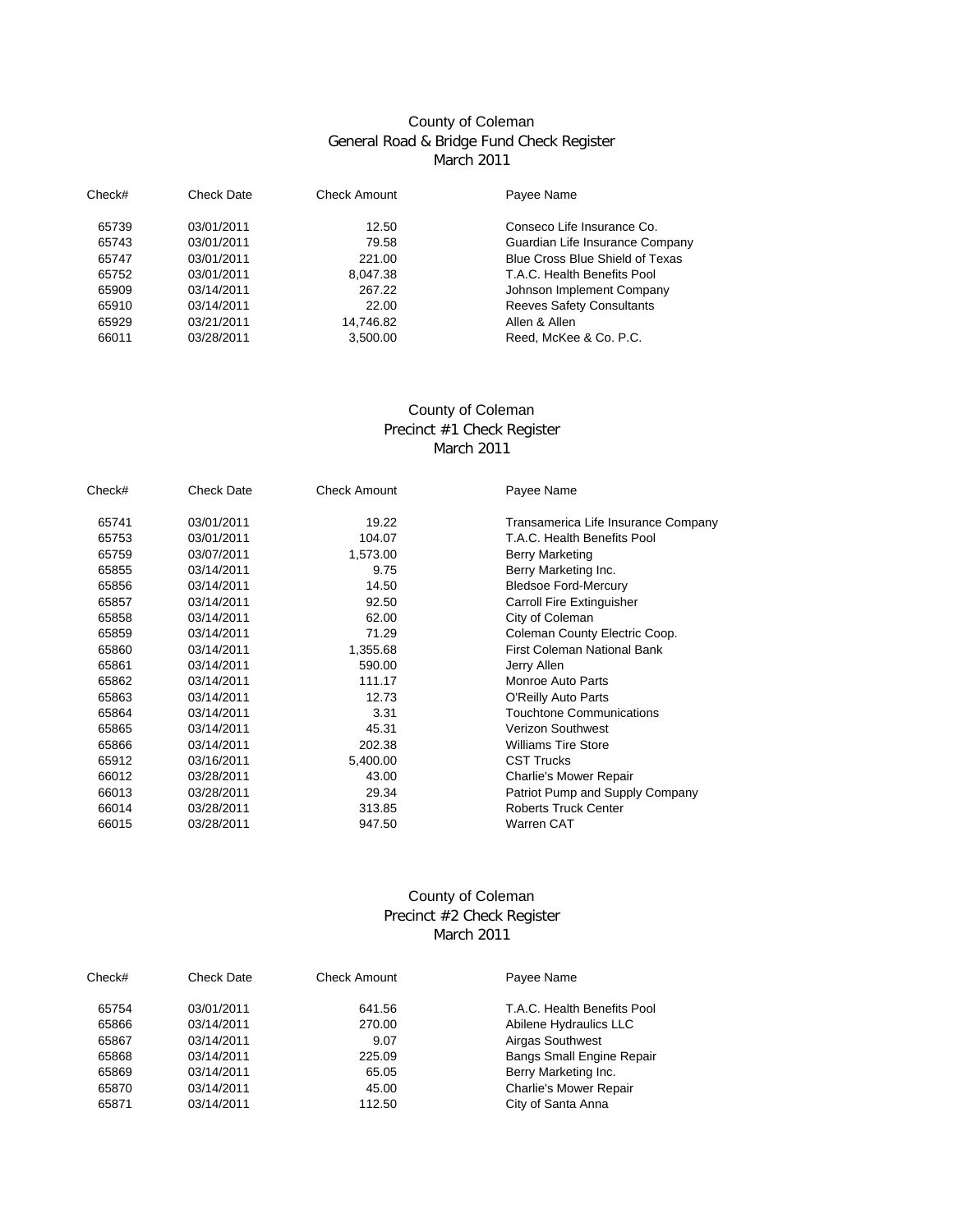## County of Coleman
## General Road & Bridge Fund Check Register
## March 2011

| Check# | Check Date | Check Amount | Payee Name |
|---|---|---|---|
| 65739 | 03/01/2011 | 12.50 | Conseco Life Insurance Co. |
| 65743 | 03/01/2011 | 79.58 | Guardian Life Insurance Company |
| 65747 | 03/01/2011 | 221.00 | Blue Cross Blue Shield of Texas |
| 65752 | 03/01/2011 | 8,047.38 | T.A.C. Health Benefits Pool |
| 65909 | 03/14/2011 | 267.22 | Johnson Implement Company |
| 65910 | 03/14/2011 | 22.00 | Reeves Safety Consultants |
| 65929 | 03/21/2011 | 14,746.82 | Allen & Allen |
| 66011 | 03/28/2011 | 3,500.00 | Reed, McKee & Co. P.C. |

## County of Coleman
## Precinct #1 Check Register
## March 2011

| Check# | Check Date | Check Amount | Payee Name |
|---|---|---|---|
| 65741 | 03/01/2011 | 19.22 | Transamerica Life Insurance Company |
| 65753 | 03/01/2011 | 104.07 | T.A.C. Health Benefits Pool |
| 65759 | 03/07/2011 | 1,573.00 | Berry Marketing |
| 65855 | 03/14/2011 | 9.75 | Berry Marketing Inc. |
| 65856 | 03/14/2011 | 14.50 | Bledsoe Ford-Mercury |
| 65857 | 03/14/2011 | 92.50 | Carroll Fire Extinguisher |
| 65858 | 03/14/2011 | 62.00 | City of Coleman |
| 65859 | 03/14/2011 | 71.29 | Coleman County Electric Coop. |
| 65860 | 03/14/2011 | 1,355.68 | First Coleman National Bank |
| 65861 | 03/14/2011 | 590.00 | Jerry Allen |
| 65862 | 03/14/2011 | 111.17 | Monroe Auto Parts |
| 65863 | 03/14/2011 | 12.73 | O'Reilly Auto Parts |
| 65864 | 03/14/2011 | 3.31 | Touchtone Communications |
| 65865 | 03/14/2011 | 45.31 | Verizon Southwest |
| 65866 | 03/14/2011 | 202.38 | Williams Tire Store |
| 65912 | 03/16/2011 | 5,400.00 | CST Trucks |
| 66012 | 03/28/2011 | 43.00 | Charlie's Mower Repair |
| 66013 | 03/28/2011 | 29.34 | Patriot Pump and Supply Company |
| 66014 | 03/28/2011 | 313.85 | Roberts Truck Center |
| 66015 | 03/28/2011 | 947.50 | Warren CAT |

## County of Coleman
## Precinct #2 Check Register
## March 2011

| Check# | Check Date | Check Amount | Payee Name |
|---|---|---|---|
| 65754 | 03/01/2011 | 641.56 | T.A.C. Health Benefits Pool |
| 65866 | 03/14/2011 | 270.00 | Abilene Hydraulics LLC |
| 65867 | 03/14/2011 | 9.07 | Airgas Southwest |
| 65868 | 03/14/2011 | 225.09 | Bangs Small Engine Repair |
| 65869 | 03/14/2011 | 65.05 | Berry Marketing Inc. |
| 65870 | 03/14/2011 | 45.00 | Charlie's Mower Repair |
| 65871 | 03/14/2011 | 112.50 | City of Santa Anna |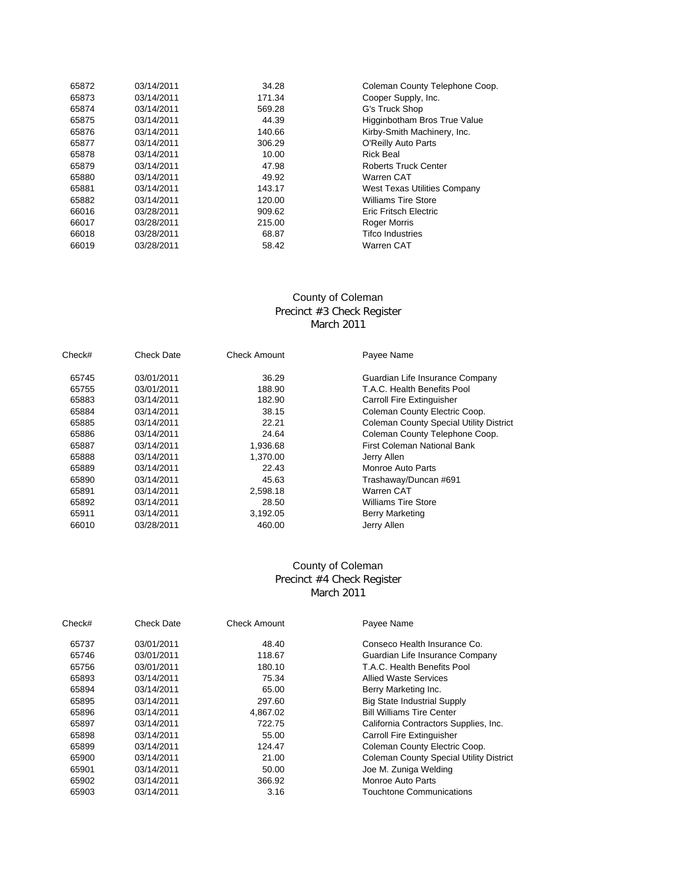| Check# | Check Date | Check Amount | Payee Name |
|---|---|---|---|
| 65872 | 03/14/2011 | 34.28 | Coleman County Telephone Coop. |
| 65873 | 03/14/2011 | 171.34 | Cooper Supply, Inc. |
| 65874 | 03/14/2011 | 569.28 | G's Truck Shop |
| 65875 | 03/14/2011 | 44.39 | Higginbotham Bros True Value |
| 65876 | 03/14/2011 | 140.66 | Kirby-Smith Machinery, Inc. |
| 65877 | 03/14/2011 | 306.29 | O'Reilly Auto Parts |
| 65878 | 03/14/2011 | 10.00 | Rick Beal |
| 65879 | 03/14/2011 | 47.98 | Roberts Truck Center |
| 65880 | 03/14/2011 | 49.92 | Warren CAT |
| 65881 | 03/14/2011 | 143.17 | West Texas Utilities Company |
| 65882 | 03/14/2011 | 120.00 | Williams Tire Store |
| 66016 | 03/28/2011 | 909.62 | Eric Fritsch Electric |
| 66017 | 03/28/2011 | 215.00 | Roger Morris |
| 66018 | 03/28/2011 | 68.87 | Tifco Industries |
| 66019 | 03/28/2011 | 58.42 | Warren CAT |

## County of Coleman
## Precinct #3 Check Register
## March 2011

| Check# | Check Date | Check Amount | Payee Name |
|---|---|---|---|
| 65745 | 03/01/2011 | 36.29 | Guardian Life Insurance Company |
| 65755 | 03/01/2011 | 188.90 | T.A.C. Health Benefits Pool |
| 65883 | 03/14/2011 | 182.90 | Carroll Fire Extinguisher |
| 65884 | 03/14/2011 | 38.15 | Coleman County Electric Coop. |
| 65885 | 03/14/2011 | 22.21 | Coleman County Special Utility District |
| 65886 | 03/14/2011 | 24.64 | Coleman County Telephone Coop. |
| 65887 | 03/14/2011 | 1,936.68 | First Coleman National Bank |
| 65888 | 03/14/2011 | 1,370.00 | Jerry Allen |
| 65889 | 03/14/2011 | 22.43 | Monroe Auto Parts |
| 65890 | 03/14/2011 | 45.63 | Trashaway/Duncan #691 |
| 65891 | 03/14/2011 | 2,598.18 | Warren CAT |
| 65892 | 03/14/2011 | 28.50 | Williams Tire Store |
| 65911 | 03/14/2011 | 3,192.05 | Berry Marketing |
| 66010 | 03/28/2011 | 460.00 | Jerry Allen |

## County of Coleman
## Precinct #4 Check Register
## March 2011

| Check# | Check Date | Check Amount | Payee Name |
|---|---|---|---|
| 65737 | 03/01/2011 | 48.40 | Conseco Health Insurance Co. |
| 65746 | 03/01/2011 | 118.67 | Guardian Life Insurance Company |
| 65756 | 03/01/2011 | 180.10 | T.A.C. Health Benefits Pool |
| 65893 | 03/14/2011 | 75.34 | Allied Waste Services |
| 65894 | 03/14/2011 | 65.00 | Berry Marketing Inc. |
| 65895 | 03/14/2011 | 297.60 | Big State Industrial Supply |
| 65896 | 03/14/2011 | 4,867.02 | Bill Williams Tire Center |
| 65897 | 03/14/2011 | 722.75 | California Contractors Supplies, Inc. |
| 65898 | 03/14/2011 | 55.00 | Carroll Fire Extinguisher |
| 65899 | 03/14/2011 | 124.47 | Coleman County Electric Coop. |
| 65900 | 03/14/2011 | 21.00 | Coleman County Special Utility District |
| 65901 | 03/14/2011 | 50.00 | Joe M. Zuniga Welding |
| 65902 | 03/14/2011 | 366.92 | Monroe Auto Parts |
| 65903 | 03/14/2011 | 3.16 | Touchtone Communications |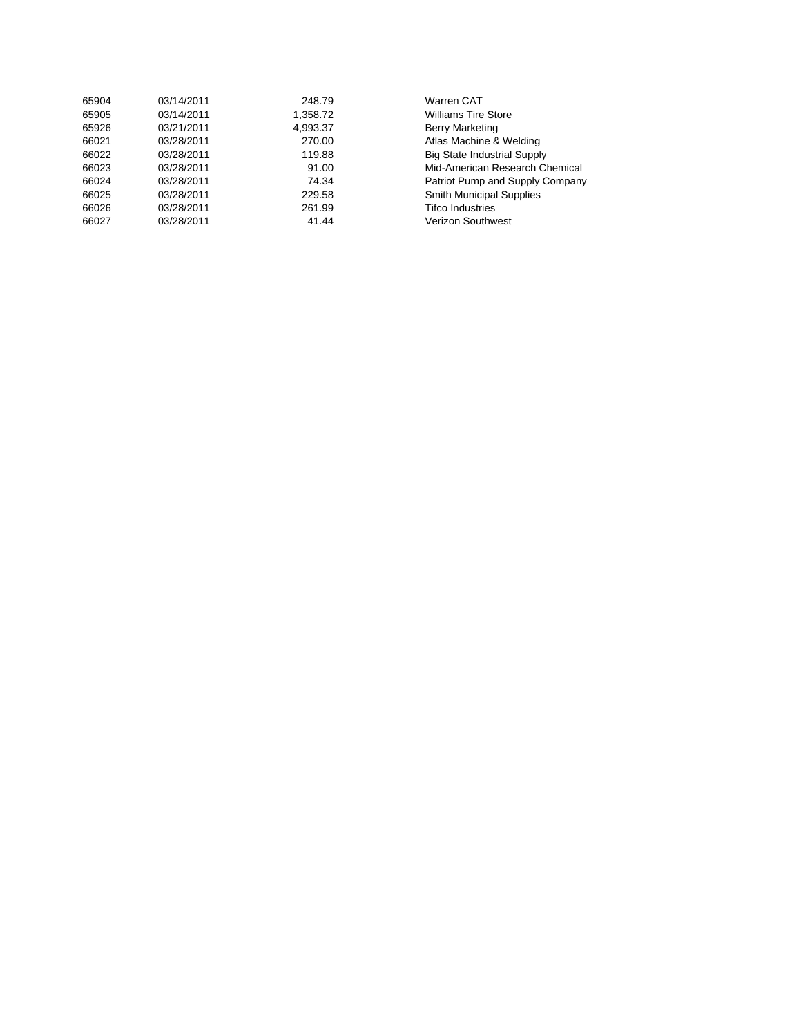| | | | |
|---|---|---|---|
| 65904 | 03/14/2011 | 248.79 | Warren CAT |
| 65905 | 03/14/2011 | 1,358.72 | Williams Tire Store |
| 65926 | 03/21/2011 | 4,993.37 | Berry Marketing |
| 66021 | 03/28/2011 | 270.00 | Atlas Machine & Welding |
| 66022 | 03/28/2011 | 119.88 | Big State Industrial Supply |
| 66023 | 03/28/2011 | 91.00 | Mid-American Research Chemical |
| 66024 | 03/28/2011 | 74.34 | Patriot Pump and Supply Company |
| 66025 | 03/28/2011 | 229.58 | Smith Municipal Supplies |
| 66026 | 03/28/2011 | 261.99 | Tifco Industries |
| 66027 | 03/28/2011 | 41.44 | Verizon Southwest |